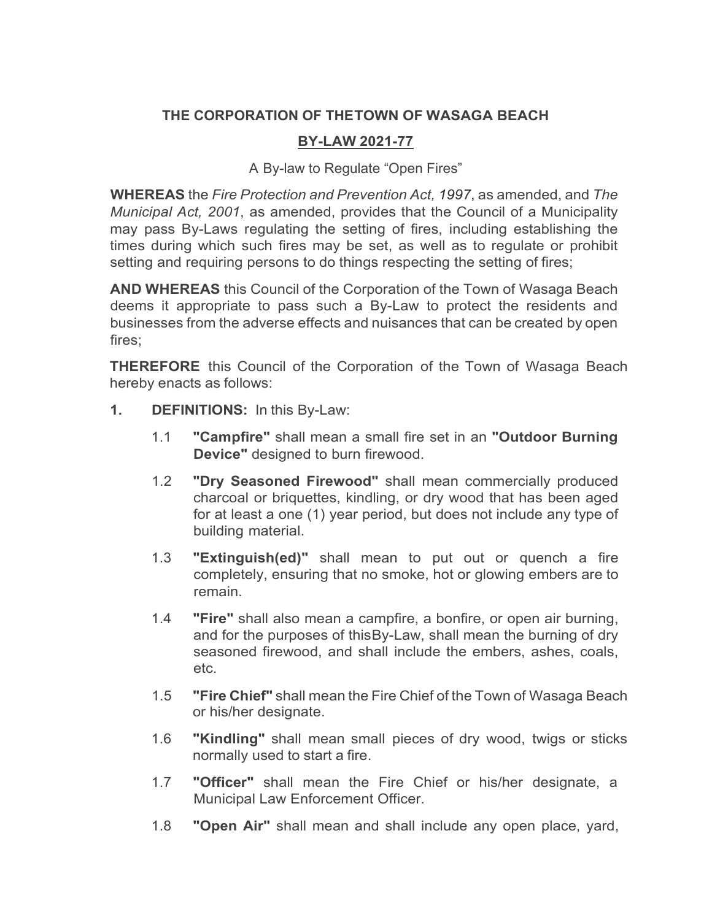**THE CORPORATION OF THETOWN OF WASAGA BEACH**

**BY-LAW 2021-77**

A By-law to Regulate "Open Fires"

**WHEREAS** the *Fire Protection and Prevention Act, 1997*, as amended, and *The Municipal Act, 2001*, as amended, provides that the Council of a Municipality may pass By-Laws regulating the setting of fires, including establishing the times during which such fires may be set, as well as to regulate or prohibit setting and requiring persons to do things respecting the setting of fires;

**AND WHEREAS** this Council of the Corporation of the Town of Wasaga Beach deems it appropriate to pass such a By-Law to protect the residents and businesses from the adverse effects and nuisances that can be created by open fires;

**THEREFORE** this Council of the Corporation of the Town of Wasaga Beach hereby enacts as follows:

**1. DEFINITIONS:** In this By-Law:

1.1 **"Campfire"** shall mean a small fire set in an **"Outdoor Burning Device"** designed to burn firewood.

1.2 **"Dry Seasoned Firewood"** shall mean commercially produced charcoal or briquettes, kindling, or dry wood that has been aged for at least a one (1) year period, but does not include any type of building material.

1.3 **"Extinguish(ed)"** shall mean to put out or quench a fire completely, ensuring that no smoke, hot or glowing embers are to remain.

1.4 **"Fire"** shall also mean a campfire, a bonfire, or open air burning, and for the purposes of thisBy-Law, shall mean the burning of dry seasoned firewood, and shall include the embers, ashes, coals, etc.

1.5 **"Fire Chief"** shall mean the Fire Chief of the Town of Wasaga Beach or his/her designate.

1.6 **"Kindling"** shall mean small pieces of dry wood, twigs or sticks normally used to start a fire.

1.7 **"Officer"** shall mean the Fire Chief or his/her designate, a Municipal Law Enforcement Officer.

1.8 **"Open Air"** shall mean and shall include any open place, yard,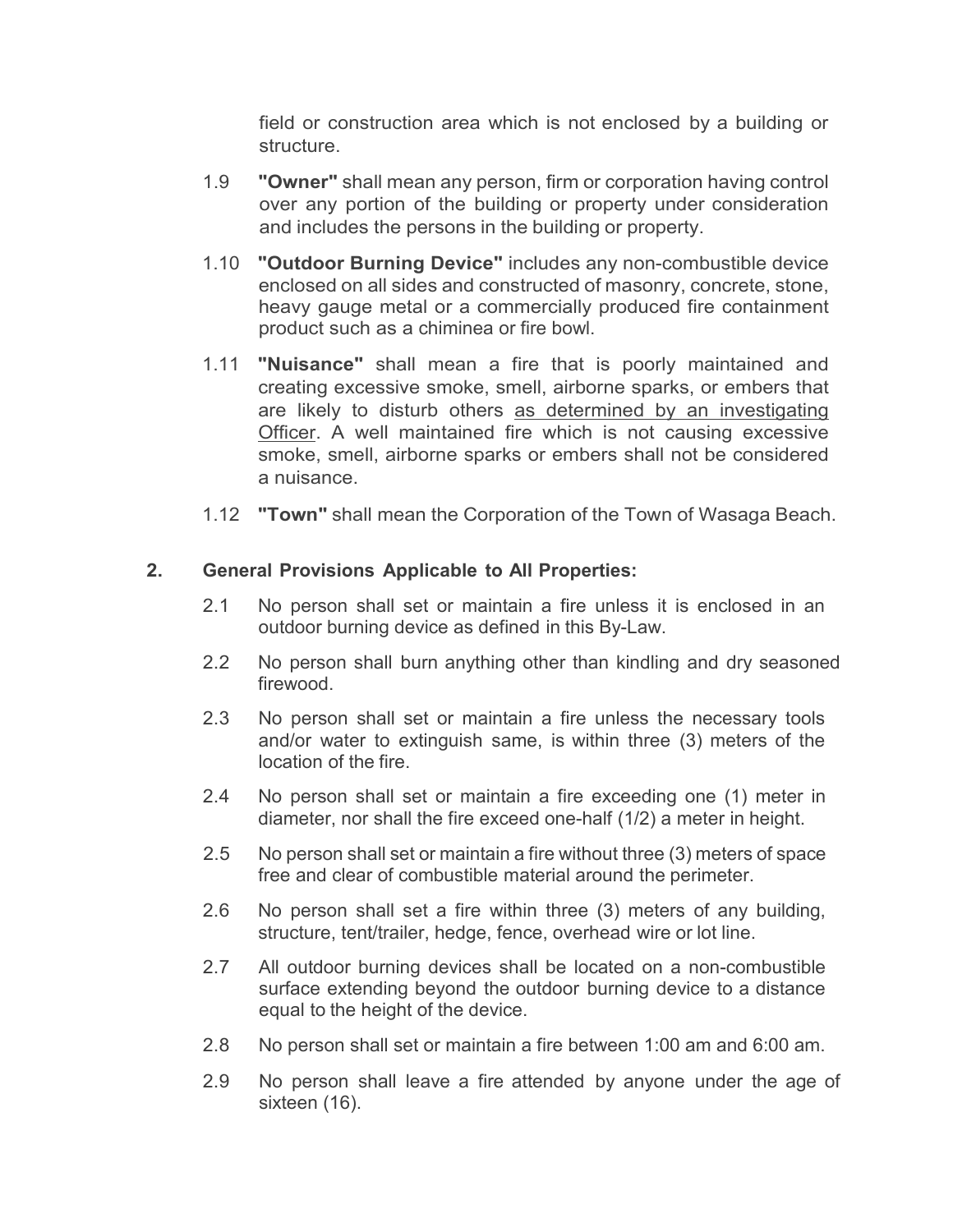field or construction area which is not enclosed by a building or structure.

1.9 **"Owner"** shall mean any person, firm or corporation having control over any portion of the building or property under consideration and includes the persons in the building or property.

1.10 **"Outdoor Burning Device"** includes any non-combustible device enclosed on all sides and constructed of masonry, concrete, stone, heavy gauge metal or a commercially produced fire containment product such as a chiminea or fire bowl.

1.11 **"Nuisance"** shall mean a fire that is poorly maintained and creating excessive smoke, smell, airborne sparks, or embers that are likely to disturb others <u>as determined by an investigating Officer</u>. A well maintained fire which is not causing excessive smoke, smell, airborne sparks or embers shall not be considered a nuisance.

1.12 **"Town"** shall mean the Corporation of the Town of Wasaga Beach.

## 2. General Provisions Applicable to All Properties:

2.1 No person shall set or maintain a fire unless it is enclosed in an outdoor burning device as defined in this By-Law.

2.2 No person shall burn anything other than kindling and dry seasoned firewood.

2.3 No person shall set or maintain a fire unless the necessary tools and/or water to extinguish same, is within three (3) meters of the location of the fire.

2.4 No person shall set or maintain a fire exceeding one (1) meter in diameter, nor shall the fire exceed one-half (1/2) a meter in height.

2.5 No person shall set or maintain a fire without three (3) meters of space free and clear of combustible material around the perimeter.

2.6 No person shall set a fire within three (3) meters of any building, structure, tent/trailer, hedge, fence, overhead wire or lot line.

2.7 All outdoor burning devices shall be located on a non-combustible surface extending beyond the outdoor burning device to a distance equal to the height of the device.

2.8 No person shall set or maintain a fire between 1:00 am and 6:00 am.

2.9 No person shall leave a fire attended by anyone under the age of sixteen (16).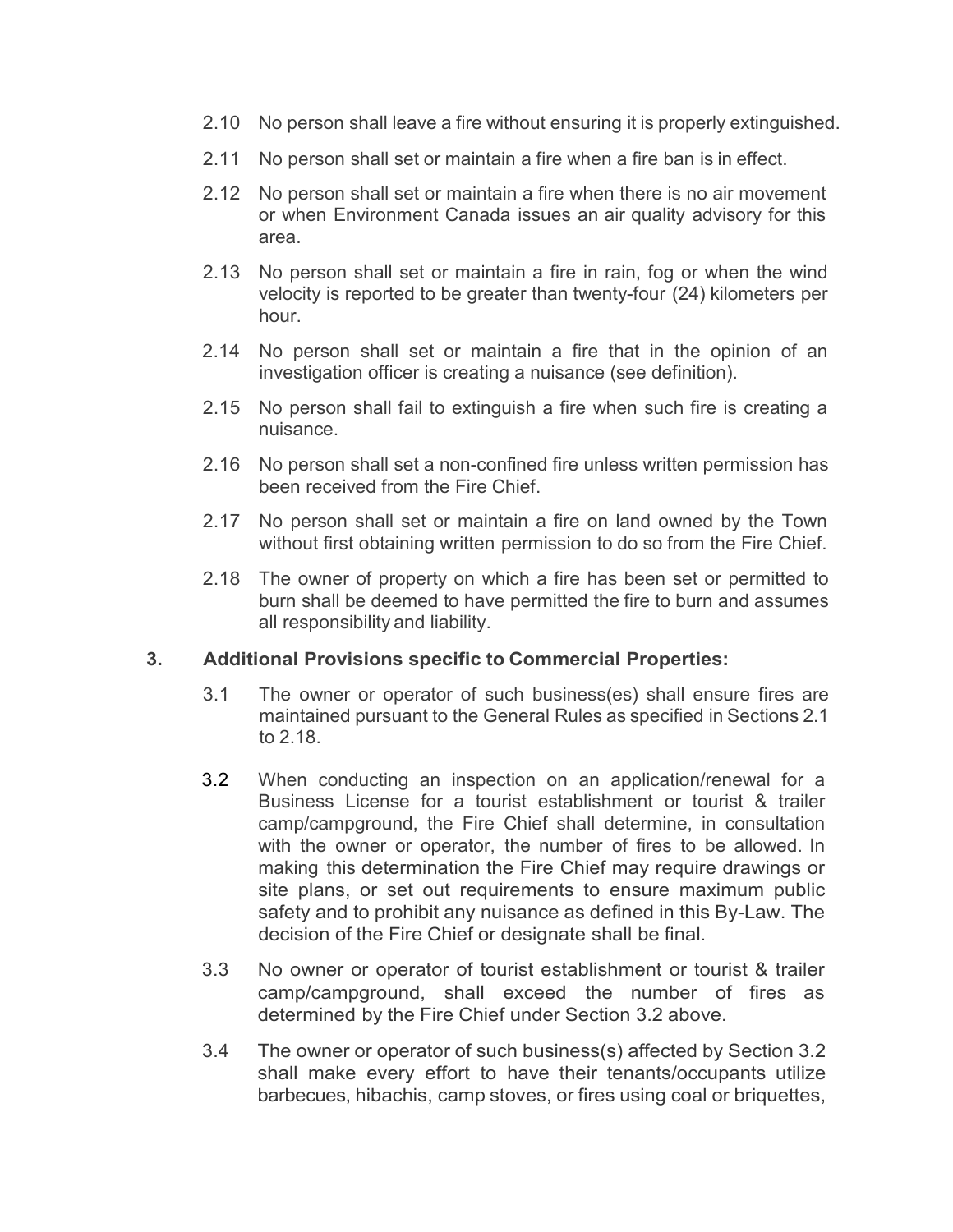2.10 No person shall leave a fire without ensuring it is properly extinguished.

2.11 No person shall set or maintain a fire when a fire ban is in effect.

2.12 No person shall set or maintain a fire when there is no air movement or when Environment Canada issues an air quality advisory for this area.

2.13 No person shall set or maintain a fire in rain, fog or when the wind velocity is reported to be greater than twenty-four (24) kilometers per hour.

2.14 No person shall set or maintain a fire that in the opinion of an investigation officer is creating a nuisance (see definition).

2.15 No person shall fail to extinguish a fire when such fire is creating a nuisance.

2.16 No person shall set a non-confined fire unless written permission has been received from the Fire Chief.

2.17 No person shall set or maintain a fire on land owned by the Town without first obtaining written permission to do so from the Fire Chief.

2.18 The owner of property on which a fire has been set or permitted to burn shall be deemed to have permitted the fire to burn and assumes all responsibility and liability.

## 3. Additional Provisions specific to Commercial Properties:

3.1 The owner or operator of such business(es) shall ensure fires are maintained pursuant to the General Rules as specified in Sections 2.1 to 2.18.

3.2 When conducting an inspection on an application/renewal for a Business License for a tourist establishment or tourist & trailer camp/campground, the Fire Chief shall determine, in consultation with the owner or operator, the number of fires to be allowed. In making this determination the Fire Chief may require drawings or site plans, or set out requirements to ensure maximum public safety and to prohibit any nuisance as defined in this By-Law. The decision of the Fire Chief or designate shall be final.

3.3 No owner or operator of tourist establishment or tourist & trailer camp/campground, shall exceed the number of fires as determined by the Fire Chief under Section 3.2 above.

3.4 The owner or operator of such business(s) affected by Section 3.2 shall make every effort to have their tenants/occupants utilize barbecues, hibachis, camp stoves, or fires using coal or briquettes,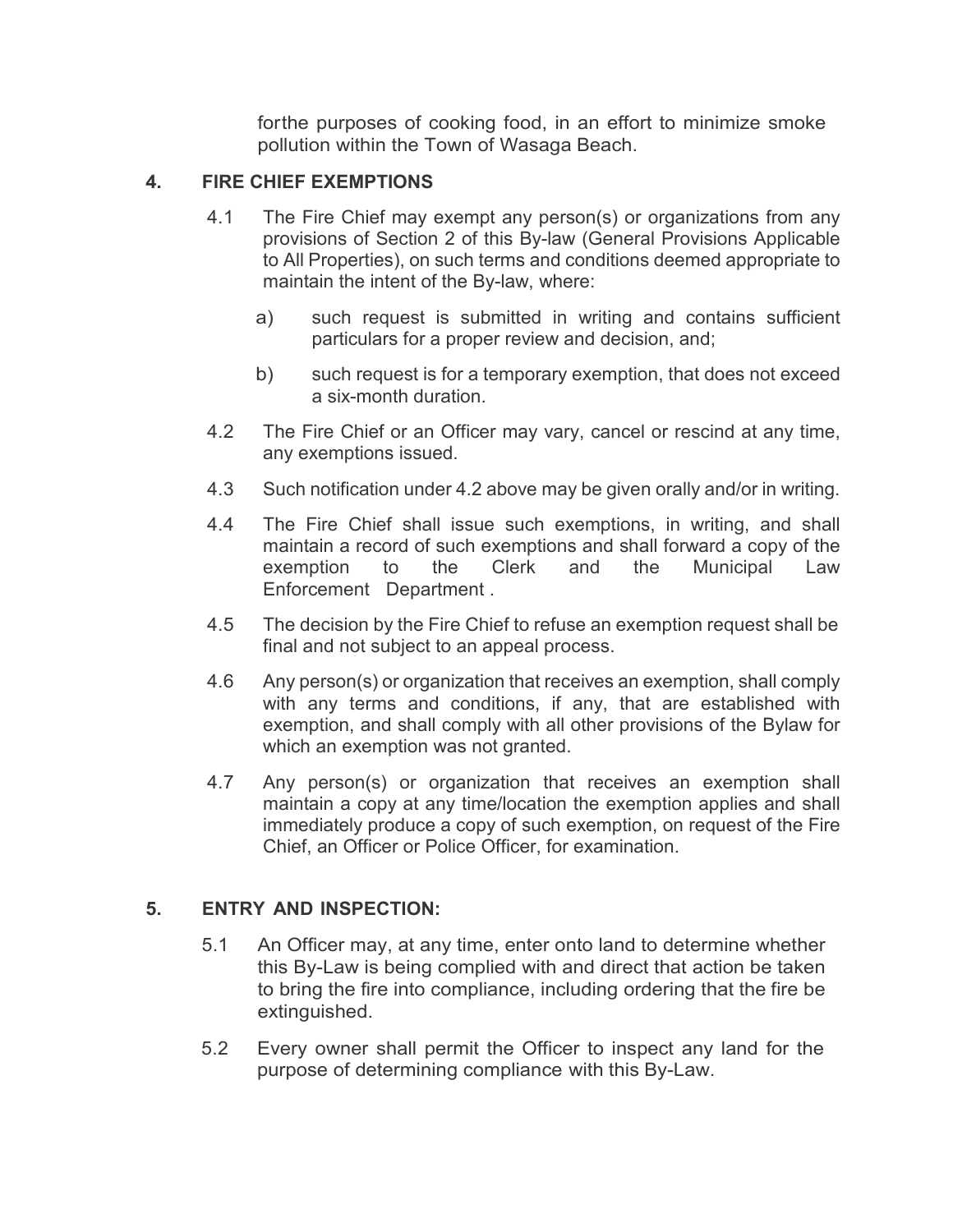forthe purposes of cooking food, in an effort to minimize smoke pollution within the Town of Wasaga Beach.

## 4. FIRE CHIEF EXEMPTIONS

4.1 The Fire Chief may exempt any person(s) or organizations from any provisions of Section 2 of this By-law (General Provisions Applicable to All Properties), on such terms and conditions deemed appropriate to maintain the intent of the By-law, where:

a) such request is submitted in writing and contains sufficient particulars for a proper review and decision, and;

b) such request is for a temporary exemption, that does not exceed a six-month duration.

4.2 The Fire Chief or an Officer may vary, cancel or rescind at any time, any exemptions issued.

4.3 Such notification under 4.2 above may be given orally and/or in writing.

4.4 The Fire Chief shall issue such exemptions, in writing, and shall maintain a record of such exemptions and shall forward a copy of the exemption to the Clerk and the Municipal Law Enforcement Department .

4.5 The decision by the Fire Chief to refuse an exemption request shall be final and not subject to an appeal process.

4.6 Any person(s) or organization that receives an exemption, shall comply with any terms and conditions, if any, that are established with exemption, and shall comply with all other provisions of the Bylaw for which an exemption was not granted.

4.7 Any person(s) or organization that receives an exemption shall maintain a copy at any time/location the exemption applies and shall immediately produce a copy of such exemption, on request of the Fire Chief, an Officer or Police Officer, for examination.

## 5. ENTRY AND INSPECTION:

5.1 An Officer may, at any time, enter onto land to determine whether this By-Law is being complied with and direct that action be taken to bring the fire into compliance, including ordering that the fire be extinguished.

5.2 Every owner shall permit the Officer to inspect any land for the purpose of determining compliance with this By-Law.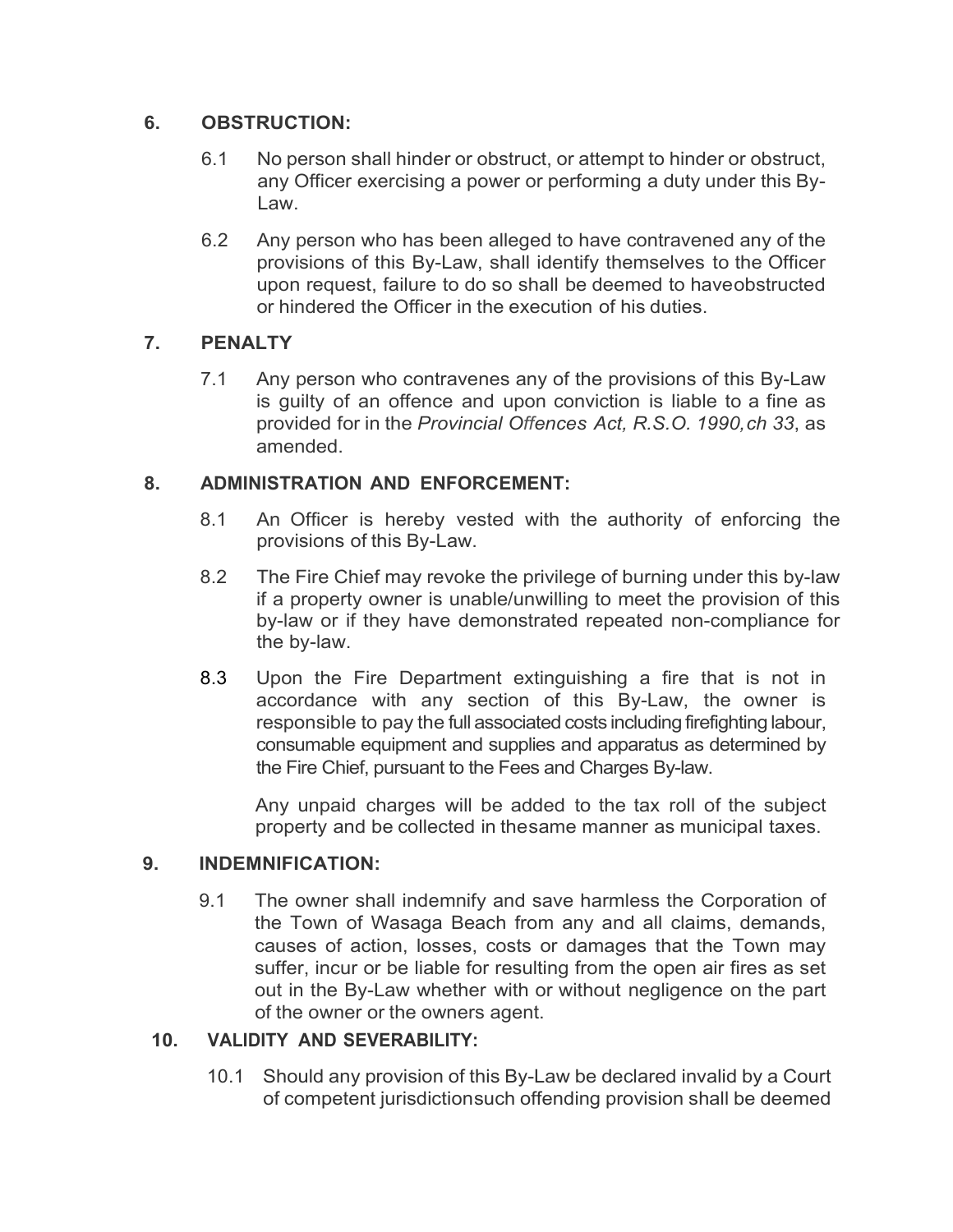## 6. OBSTRUCTION:

6.1 No person shall hinder or obstruct, or attempt to hinder or obstruct, any Officer exercising a power or performing a duty under this By-Law.

6.2 Any person who has been alleged to have contravened any of the provisions of this By-Law, shall identify themselves to the Officer upon request, failure to do so shall be deemed to haveobstructed or hindered the Officer in the execution of his duties.

## 7. PENALTY

7.1 Any person who contravenes any of the provisions of this By-Law is guilty of an offence and upon conviction is liable to a fine as provided for in the *Provincial Offences Act, R.S.O. 1990,ch 33*, as amended.

## 8. ADMINISTRATION AND ENFORCEMENT:

8.1 An Officer is hereby vested with the authority of enforcing the provisions of this By-Law.

8.2 The Fire Chief may revoke the privilege of burning under this by-law if a property owner is unable/unwilling to meet the provision of this by-law or if they have demonstrated repeated non-compliance for the by-law.

8.3 Upon the Fire Department extinguishing a fire that is not in accordance with any section of this By-Law, the owner is responsible to pay the full associated costs including firefighting labour, consumable equipment and supplies and apparatus as determined by the Fire Chief, pursuant to the Fees and Charges By-law.

Any unpaid charges will be added to the tax roll of the subject property and be collected in thesame manner as municipal taxes.

## 9. INDEMNIFICATION:

9.1 The owner shall indemnify and save harmless the Corporation of the Town of Wasaga Beach from any and all claims, demands, causes of action, losses, costs or damages that the Town may suffer, incur or be liable for resulting from the open air fires as set out in the By-Law whether with or without negligence on the part of the owner or the owners agent.

## 10. VALIDITY AND SEVERABILITY:

10.1 Should any provision of this By-Law be declared invalid by a Court of competent jurisdictionsuch offending provision shall be deemed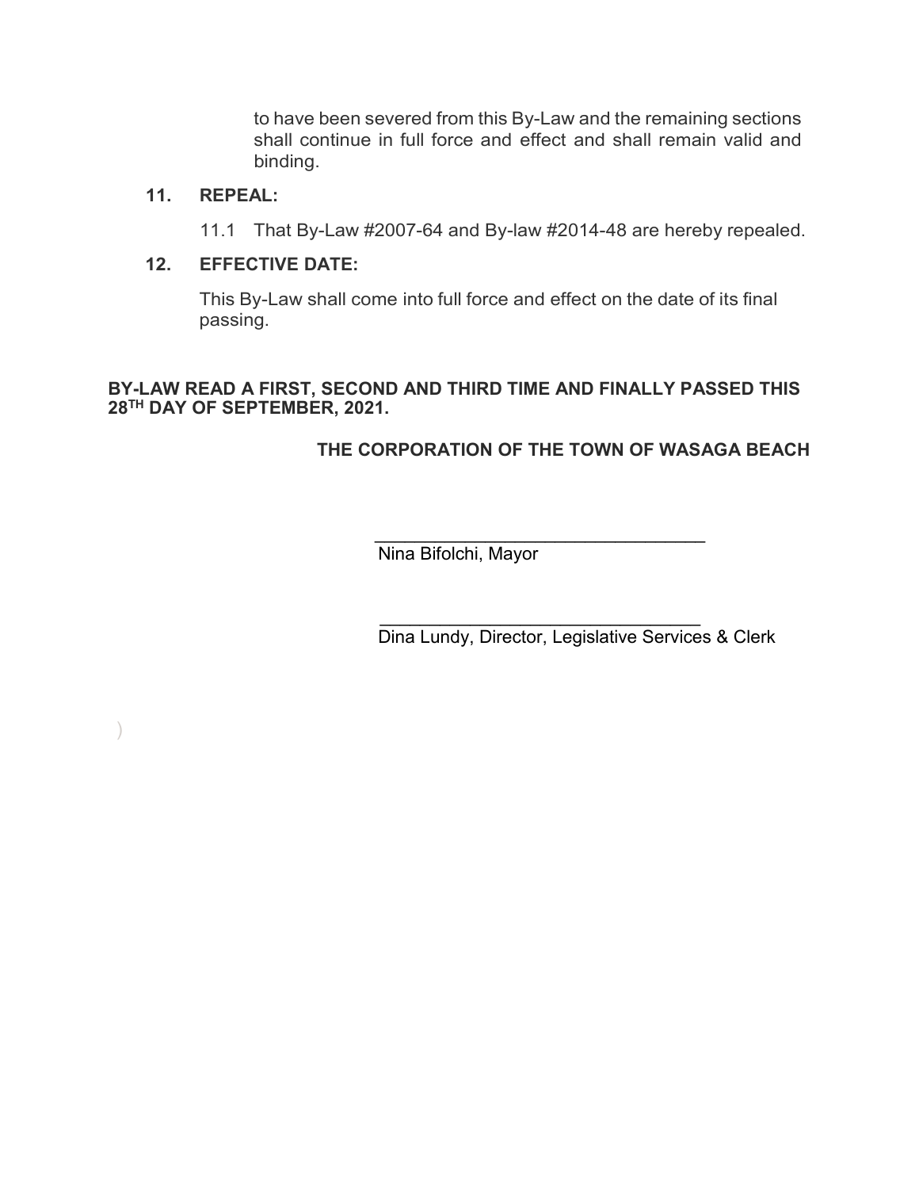to have been severed from this By-Law and the remaining sections shall continue in full force and effect and shall remain valid and binding.

**11. REPEAL:**

11.1 That By-Law #2007-64 and By-law #2014-48 are hereby repealed.

**12. EFFECTIVE DATE:**

This By-Law shall come into full force and effect on the date of its final passing.

**BY-LAW READ A FIRST, SECOND AND THIRD TIME AND FINALLY PASSED THIS 28TH DAY OF SEPTEMBER, 2021.**

**THE CORPORATION OF THE TOWN OF WASAGA BEACH**

\_\_\_\_\_\_\_\_\_\_\_\_\_\_\_\_\_\_\_\_\_\_\_\_\_\_\_\_\_\_\_\_\_\_
Nina Bifolchi, Mayor

\_\_\_\_\_\_\_\_\_\_\_\_\_\_\_\_\_\_\_\_\_\_\_\_\_\_\_\_\_\_\_\_\_\_
Dina Lundy, Director, Legislative Services & Clerk